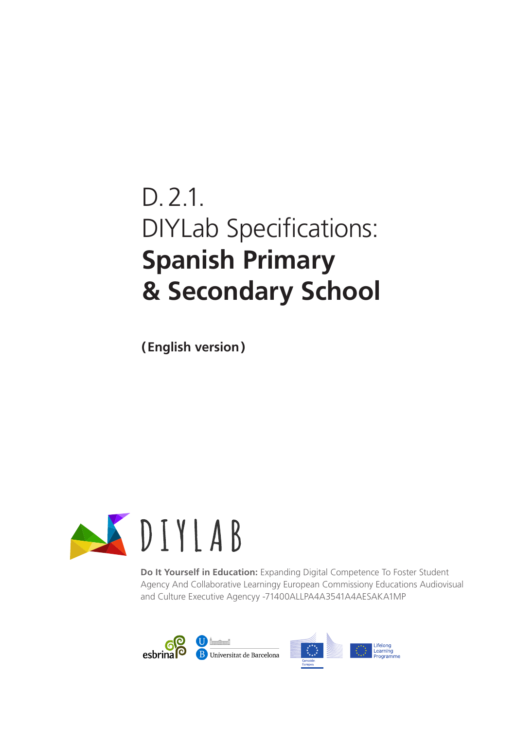# D. 2.1.
# DIYLab Specifications: **Spanish Primary & Secondary School**

**(English version)**

DIYLAB

**Do It Yourself in Education:** Expanding Digital Competence To Foster Student Agency And Collaborative Learningy European Commissiony Educations Audiovisual and Culture Executive Agencyy -71400ALLPA4A3541A4AESAKA1MP

esbrina

Universitat de Barcelona

Comisión Europea

Lifelong Learning Programme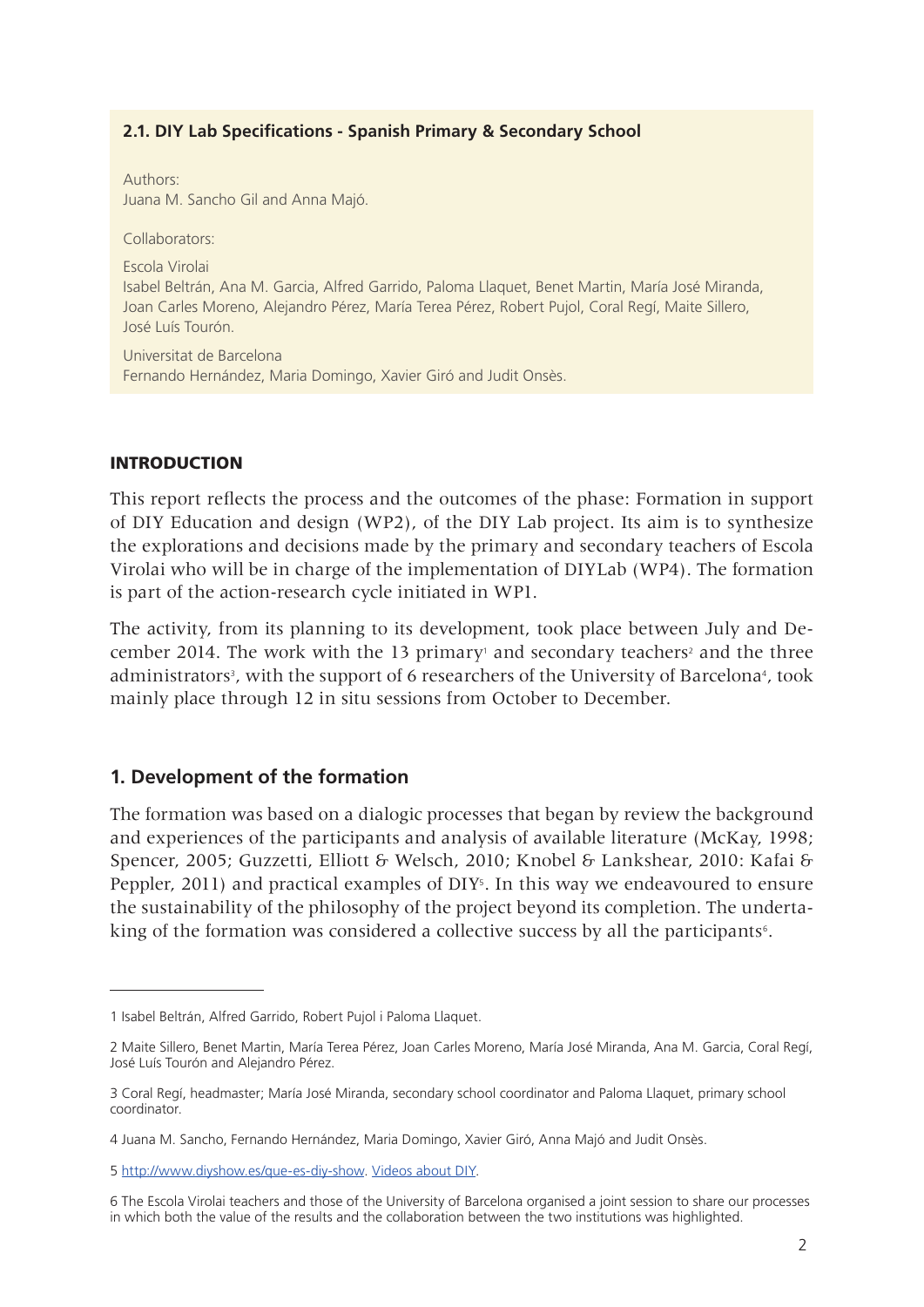**2.1. DIY Lab Specifications - Spanish Primary & Secondary School**

Authors:
Juana M. Sancho Gil and Anna Majó.

Collaborators:

Escola Virolai
Isabel Beltrán, Ana M. Garcia, Alfred Garrido, Paloma Llaquet, Benet Martin, María José Miranda, Joan Carles Moreno, Alejandro Pérez, María Terea Pérez, Robert Pujol, Coral Regí, Maite Sillero, José Luís Tourón.

Universitat de Barcelona
Fernando Hernández, Maria Domingo, Xavier Giró and Judit Onsès.

## INTRODUCTION

This report reflects the process and the outcomes of the phase: Formation in support of DIY Education and design (WP2), of the DIY Lab project. Its aim is to synthesize the explorations and decisions made by the primary and secondary teachers of Escola Virolai who will be in charge of the implementation of DIYLab (WP4). The formation is part of the action-research cycle initiated in WP1.

The activity, from its planning to its development, took place between July and December 2014. The work with the 13 primary[1] and secondary teachers[2] and the three administrators[3], with the support of 6 researchers of the University of Barcelona[4], took mainly place through 12 in situ sessions from October to December.

## 1. Development of the formation

The formation was based on a dialogic processes that began by review the background and experiences of the participants and analysis of available literature (McKay, 1998; Spencer, 2005; Guzzetti, Elliott & Welsch, 2010; Knobel & Lankshear, 2010: Kafai & Peppler, 2011) and practical examples of DIY[5]. In this way we endeavoured to ensure the sustainability of the philosophy of the project beyond its completion. The undertaking of the formation was considered a collective success by all the participants[6].

---

1 Isabel Beltrán, Alfred Garrido, Robert Pujol i Paloma Llaquet.

2 Maite Sillero, Benet Martin, María Terea Pérez, Joan Carles Moreno, María José Miranda, Ana M. Garcia, Coral Regí, José Luís Tourón and Alejandro Pérez.

3 Coral Regí, headmaster; María José Miranda, secondary school coordinator and Paloma Llaquet, primary school coordinator.

4 Juana M. Sancho, Fernando Hernández, Maria Domingo, Xavier Giró, Anna Majó and Judit Onsès.

5 http://www.diyshow.es/que-es-diy-show. Videos about DIY.

6 The Escola Virolai teachers and those of the University of Barcelona organised a joint session to share our processes in which both the value of the results and the collaboration between the two institutions was highlighted.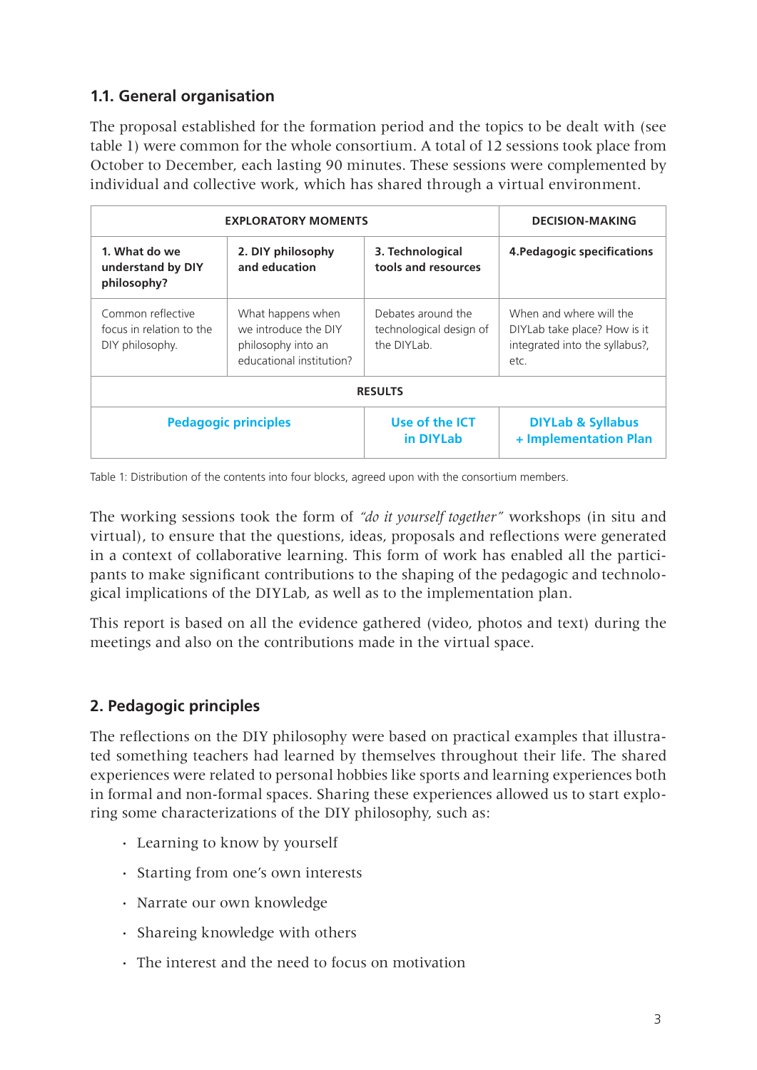### 1.1. General organisation

The proposal established for the formation period and the topics to be dealt with (see table 1) were common for the whole consortium. A total of 12 sessions took place from October to December, each lasting 90 minutes. These sessions were complemented by individual and collective work, which has shared through a virtual environment.

| EXPLORATORY MOMENTS | | | DECISION-MAKING |
|---|---|---|---|
| **1. What do we understand by DIY philosophy?** | **2. DIY philosophy and education** | **3. Technological tools and resources** | **4.Pedagogic specifications** |
| Common reflective focus in relation to the DIY philosophy. | What happens when we introduce the DIY philosophy into an educational institution? | Debates around the technological design of the DIYLab. | When and where will the DIYLab take place? How is it integrated into the syllabus?, etc. |
| **RESULTS** | | | |
| **Pedagogic principles** | | **Use of the ICT in DIYLab** | **DIYLab & Syllabus + Implementation Plan** |

Table 1: Distribution of the contents into four blocks, agreed upon with the consortium members.

The working sessions took the form of *"do it yourself together"* workshops (in situ and virtual), to ensure that the questions, ideas, proposals and reflections were generated in a context of collaborative learning. This form of work has enabled all the participants to make significant contributions to the shaping of the pedagogic and technological implications of the DIYLab, as well as to the implementation plan.

This report is based on all the evidence gathered (video, photos and text) during the meetings and also on the contributions made in the virtual space.

## 2. Pedagogic principles

The reflections on the DIY philosophy were based on practical examples that illustrated something teachers had learned by themselves throughout their life. The shared experiences were related to personal hobbies like sports and learning experiences both in formal and non-formal spaces. Sharing these experiences allowed us to start exploring some characterizations of the DIY philosophy, such as:

- Learning to know by yourself
- Starting from one's own interests
- Narrate our own knowledge
- Shareing knowledge with others
- The interest and the need to focus on motivation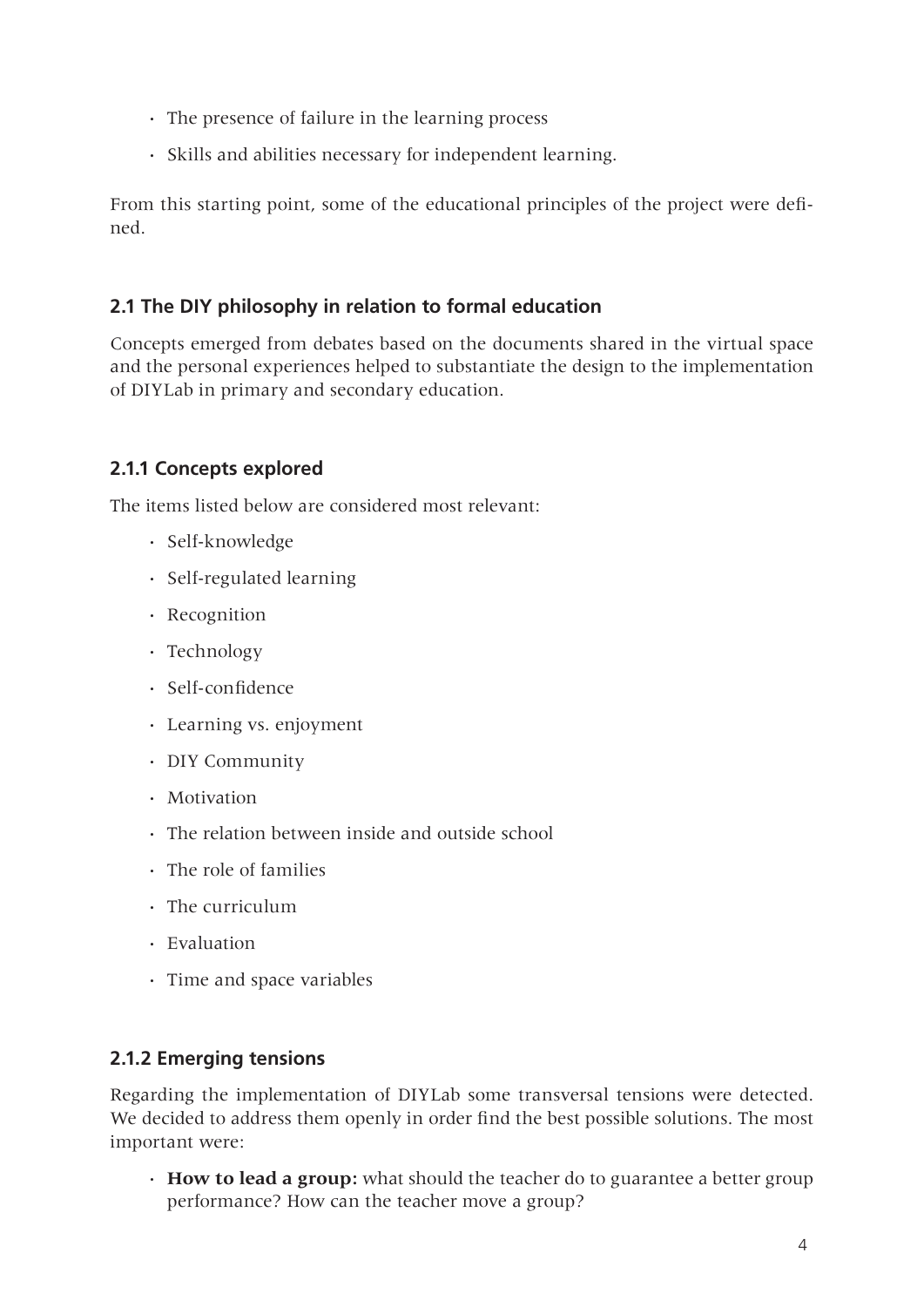- The presence of failure in the learning process
- Skills and abilities necessary for independent learning.

From this starting point, some of the educational principles of the project were defined.

### 2.1 The DIY philosophy in relation to formal education

Concepts emerged from debates based on the documents shared in the virtual space and the personal experiences helped to substantiate the design to the implementation of DIYLab in primary and secondary education.

#### 2.1.1 Concepts explored

The items listed below are considered most relevant:

- Self-knowledge
- Self-regulated learning
- Recognition
- Technology
- Self-confidence
- Learning vs. enjoyment
- DIY Community
- Motivation
- The relation between inside and outside school
- The role of families
- The curriculum
- Evaluation
- Time and space variables

#### 2.1.2 Emerging tensions

Regarding the implementation of DIYLab some transversal tensions were detected. We decided to address them openly in order find the best possible solutions. The most important were:

- **How to lead a group:** what should the teacher do to guarantee a better group performance? How can the teacher move a group?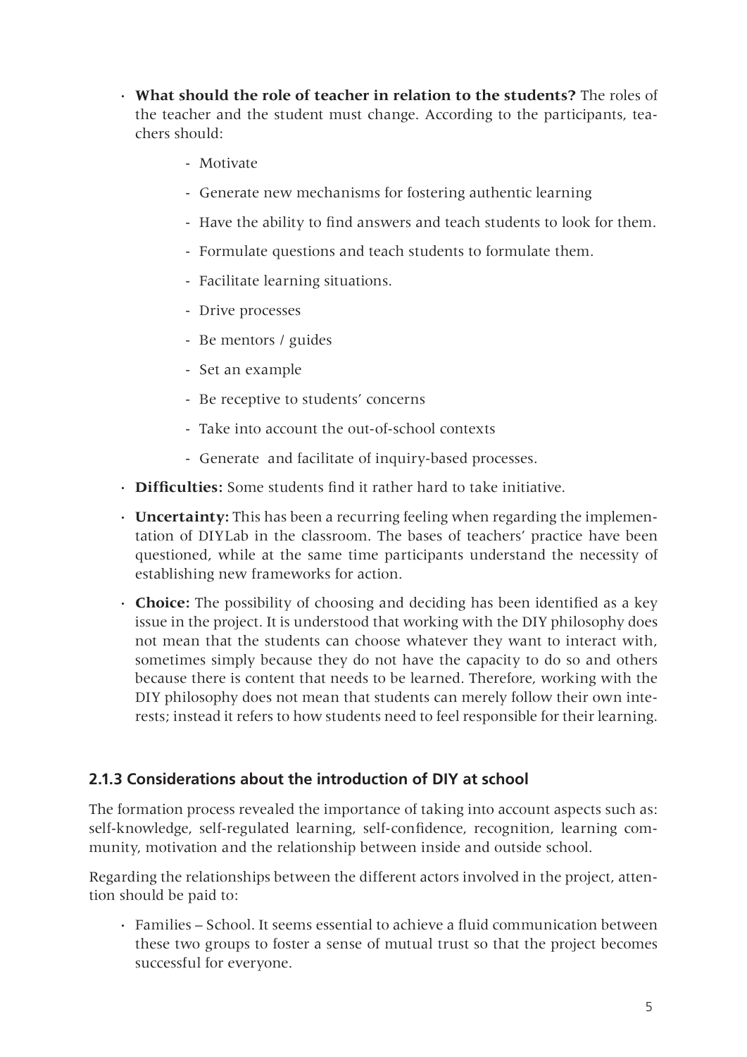- **What should the role of teacher in relation to the students?** The roles of the teacher and the student must change. According to the participants, teachers should:
  - Motivate
  - Generate new mechanisms for fostering authentic learning
  - Have the ability to find answers and teach students to look for them.
  - Formulate questions and teach students to formulate them.
  - Facilitate learning situations.
  - Drive processes
  - Be mentors / guides
  - Set an example
  - Be receptive to students' concerns
  - Take into account the out-of-school contexts
  - Generate  and facilitate of inquiry-based processes.
- **Difficulties:** Some students find it rather hard to take initiative.
- **Uncertainty:** This has been a recurring feeling when regarding the implementation of DIYLab in the classroom. The bases of teachers' practice have been questioned, while at the same time participants understand the necessity of establishing new frameworks for action.
- **Choice:** The possibility of choosing and deciding has been identified as a key issue in the project. It is understood that working with the DIY philosophy does not mean that the students can choose whatever they want to interact with, sometimes simply because they do not have the capacity to do so and others because there is content that needs to be learned. Therefore, working with the DIY philosophy does not mean that students can merely follow their own interests; instead it refers to how students need to feel responsible for their learning.

### 2.1.3 Considerations about the introduction of DIY at school

The formation process revealed the importance of taking into account aspects such as: self-knowledge, self-regulated learning, self-confidence, recognition, learning community, motivation and the relationship between inside and outside school.

Regarding the relationships between the different actors involved in the project, attention should be paid to:

- Families – School. It seems essential to achieve a fluid communication between these two groups to foster a sense of mutual trust so that the project becomes successful for everyone.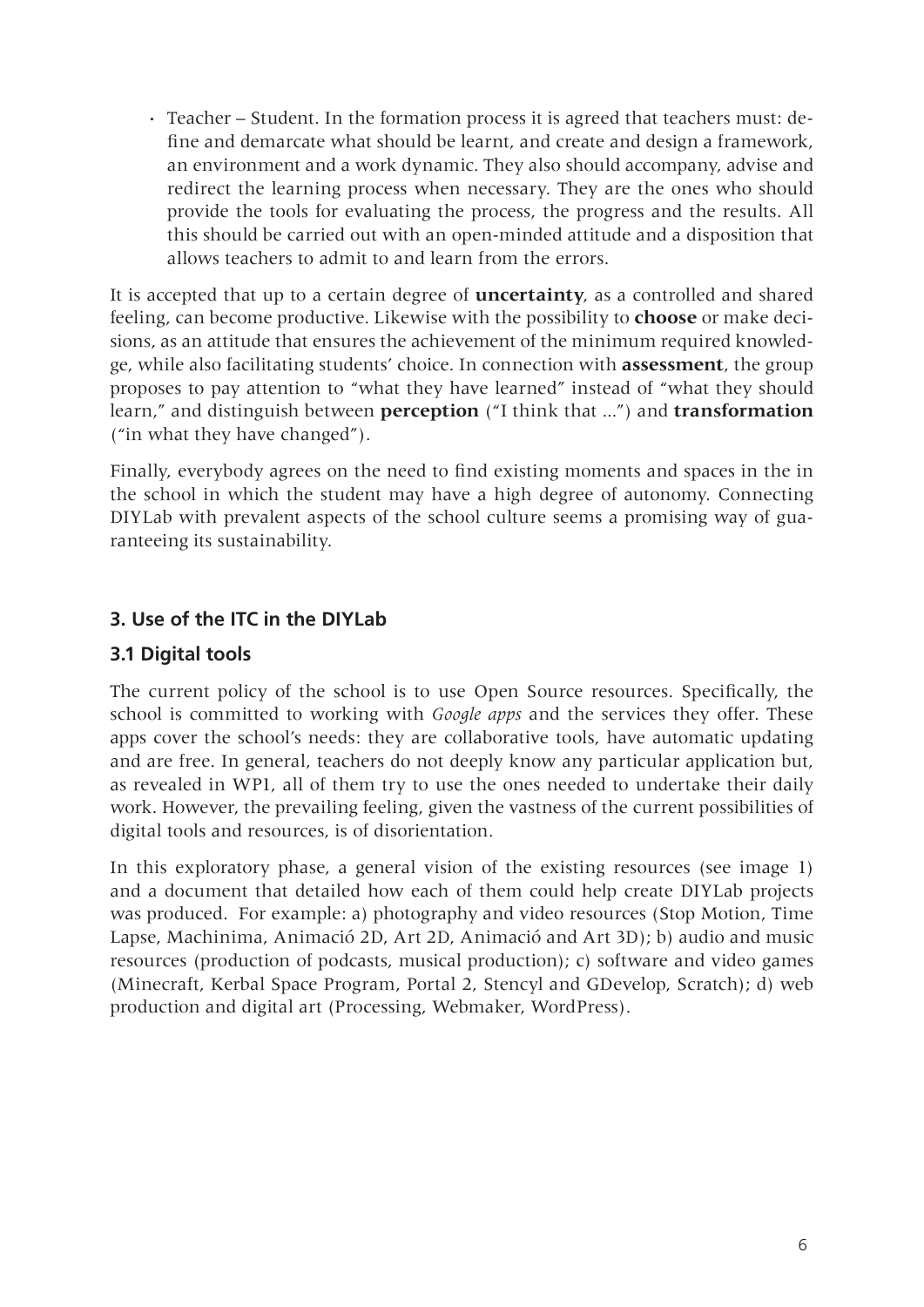- Teacher – Student. In the formation process it is agreed that teachers must: define and demarcate what should be learnt, and create and design a framework, an environment and a work dynamic. They also should accompany, advise and redirect the learning process when necessary. They are the ones who should provide the tools for evaluating the process, the progress and the results. All this should be carried out with an open-minded attitude and a disposition that allows teachers to admit to and learn from the errors.

It is accepted that up to a certain degree of **uncertainty**, as a controlled and shared feeling, can become productive. Likewise with the possibility to **choose** or make decisions, as an attitude that ensures the achievement of the minimum required knowledge, while also facilitating students' choice. In connection with **assessment**, the group proposes to pay attention to "what they have learned" instead of "what they should learn," and distinguish between **perception** ("I think that ...") and **transformation** ("in what they have changed").

Finally, everybody agrees on the need to find existing moments and spaces in the in the school in which the student may have a high degree of autonomy. Connecting DIYLab with prevalent aspects of the school culture seems a promising way of guaranteeing its sustainability.

## 3. Use of the ITC in the DIYLab

### 3.1 Digital tools

The current policy of the school is to use Open Source resources. Specifically, the school is committed to working with *Google apps* and the services they offer. These apps cover the school's needs: they are collaborative tools, have automatic updating and are free. In general, teachers do not deeply know any particular application but, as revealed in WP1, all of them try to use the ones needed to undertake their daily work. However, the prevailing feeling, given the vastness of the current possibilities of digital tools and resources, is of disorientation.

In this exploratory phase, a general vision of the existing resources (see image 1) and a document that detailed how each of them could help create DIYLab projects was produced. For example: a) photography and video resources (Stop Motion, Time Lapse, Machinima, Animació 2D, Art 2D, Animació and Art 3D); b) audio and music resources (production of podcasts, musical production); c) software and video games (Minecraft, Kerbal Space Program, Portal 2, Stencyl and GDevelop, Scratch); d) web production and digital art (Processing, Webmaker, WordPress).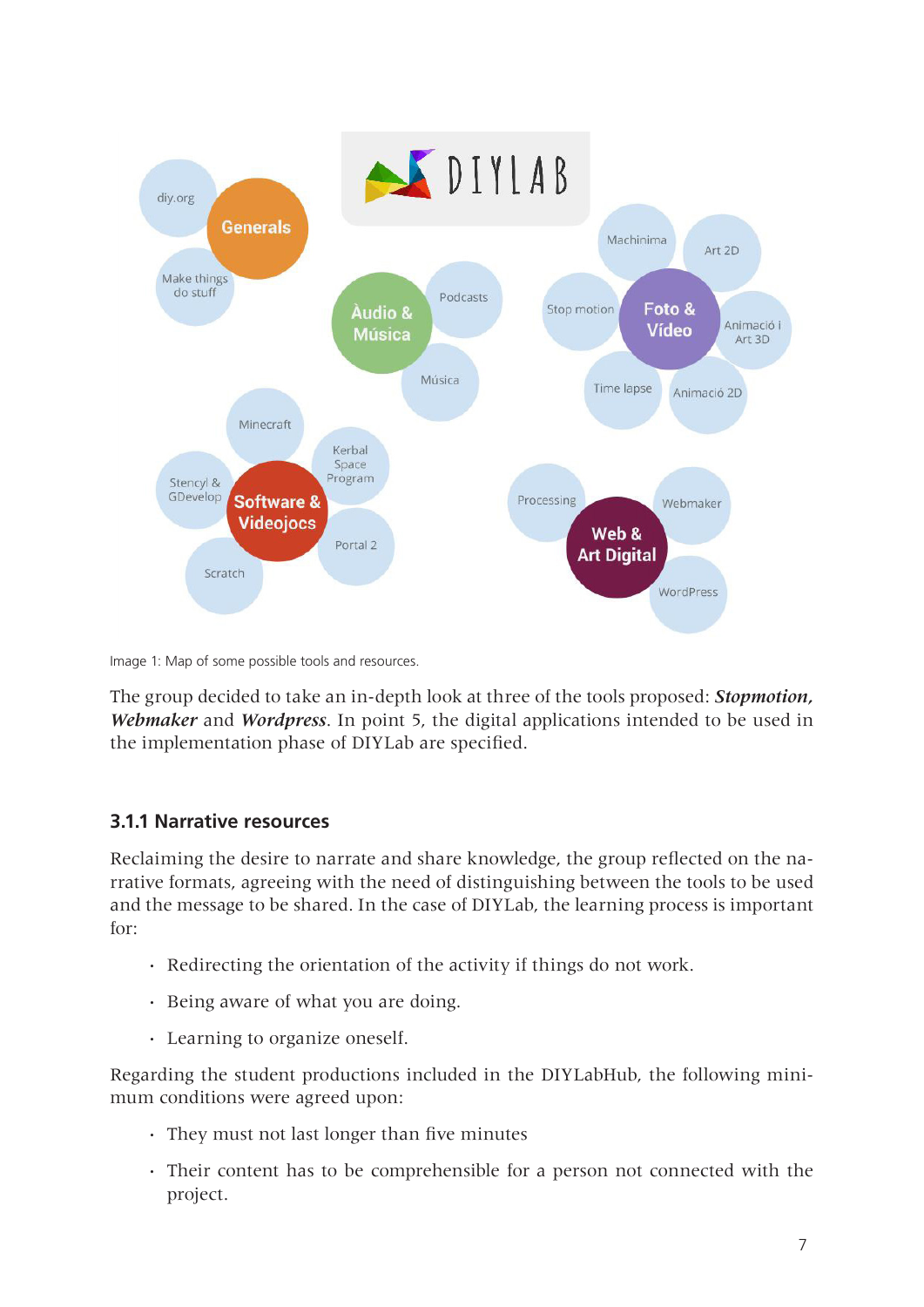Image 1: Map of some possible tools and resources.

The group decided to take an in-depth look at three of the tools proposed: ***Stopmotion, Webmaker*** and ***Wordpress***. In point 5, the digital applications intended to be used in the implementation phase of DIYLab are specified.

### 3.1.1 Narrative resources

Reclaiming the desire to narrate and share knowledge, the group reflected on the narrative formats, agreeing with the need of distinguishing between the tools to be used and the message to be shared. In the case of DIYLab, the learning process is important for:

- Redirecting the orientation of the activity if things do not work.
- Being aware of what you are doing.
- Learning to organize oneself.

Regarding the student productions included in the DIYLabHub, the following minimum conditions were agreed upon:

- They must not last longer than five minutes
- Their content has to be comprehensible for a person not connected with the project.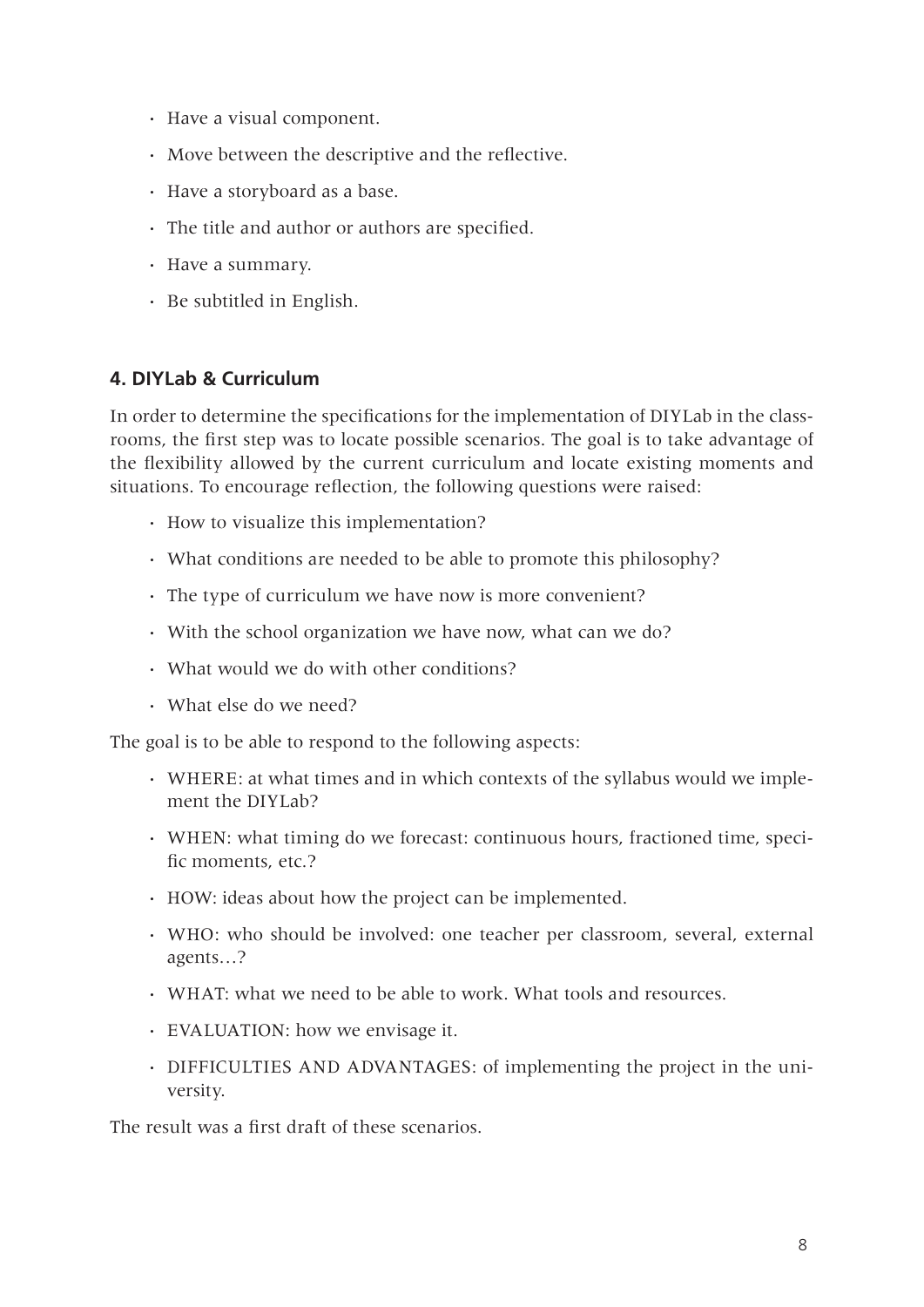- Have a visual component.
- Move between the descriptive and the reflective.
- Have a storyboard as a base.
- The title and author or authors are specified.
- Have a summary.
- Be subtitled in English.

## 4. DIYLab & Curriculum

In order to determine the specifications for the implementation of DIYLab in the classrooms, the first step was to locate possible scenarios. The goal is to take advantage of the flexibility allowed by the current curriculum and locate existing moments and situations. To encourage reflection, the following questions were raised:

- How to visualize this implementation?
- What conditions are needed to be able to promote this philosophy?
- The type of curriculum we have now is more convenient?
- With the school organization we have now, what can we do?
- What would we do with other conditions?
- What else do we need?

The goal is to be able to respond to the following aspects:

- WHERE: at what times and in which contexts of the syllabus would we implement the DIYLab?
- WHEN: what timing do we forecast: continuous hours, fractioned time, specific moments, etc.?
- HOW: ideas about how the project can be implemented.
- WHO: who should be involved: one teacher per classroom, several, external agents…?
- WHAT: what we need to be able to work. What tools and resources.
- EVALUATION: how we envisage it.
- DIFFICULTIES AND ADVANTAGES: of implementing the project in the university.

The result was a first draft of these scenarios.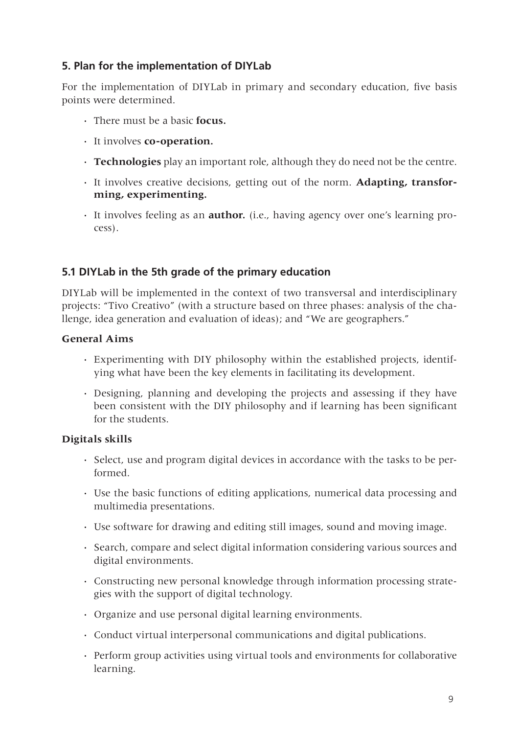## 5. Plan for the implementation of DIYLab

For the implementation of DIYLab in primary and secondary education, five basis points were determined.

- There must be a basic **focus.**
- It involves **co-operation.**
- **Technologies** play an important role, although they do need not be the centre.
- It involves creative decisions, getting out of the norm. **Adapting, transforming, experimenting.**
- It involves feeling as an **author.** (i.e., having agency over one's learning process).

### 5.1 DIYLab in the 5th grade of the primary education

DIYLab will be implemented in the context of two transversal and interdisciplinary projects: "Tivo Creativo" (with a structure based on three phases: analysis of the challenge, idea generation and evaluation of ideas); and "We are geographers."

#### General Aims

- Experimenting with DIY philosophy within the established projects, identifying what have been the key elements in facilitating its development.
- Designing, planning and developing the projects and assessing if they have been consistent with the DIY philosophy and if learning has been significant for the students.

#### Digitals skills

- Select, use and program digital devices in accordance with the tasks to be performed.
- Use the basic functions of editing applications, numerical data processing and multimedia presentations.
- Use software for drawing and editing still images, sound and moving image.
- Search, compare and select digital information considering various sources and digital environments.
- Constructing new personal knowledge through information processing strategies with the support of digital technology.
- Organize and use personal digital learning environments.
- Conduct virtual interpersonal communications and digital publications.
- Perform group activities using virtual tools and environments for collaborative learning.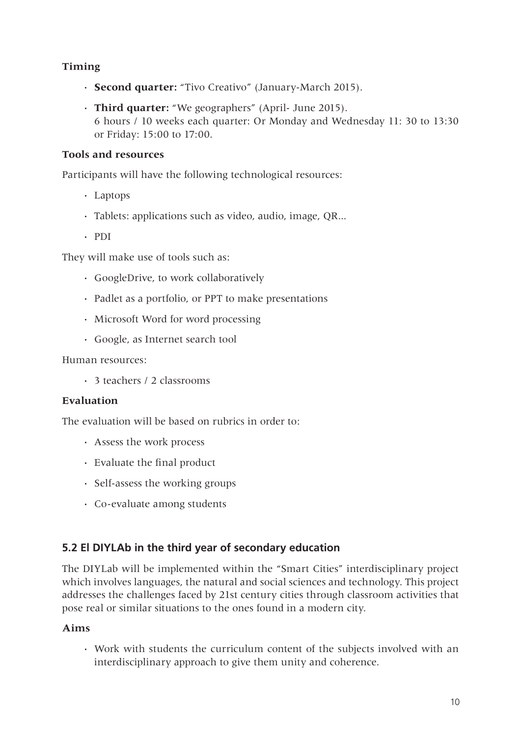### Timing

- **Second quarter:** "Tivo Creativo" (January-March 2015).
- **Third quarter:** "We geographers" (April- June 2015).
  6 hours / 10 weeks each quarter: Or Monday and Wednesday 11: 30 to 13:30 or Friday: 15:00 to 17:00.

### Tools and resources

Participants will have the following technological resources:

- Laptops
- Tablets: applications such as video, audio, image, QR...
- PDI

They will make use of tools such as:

- GoogleDrive, to work collaboratively
- Padlet as a portfolio, or PPT to make presentations
- Microsoft Word for word processing
- Google, as Internet search tool

Human resources:

- 3 teachers / 2 classrooms

### Evaluation

The evaluation will be based on rubrics in order to:

- Assess the work process
- Evaluate the final product
- Self-assess the working groups
- Co-evaluate among students

## 5.2 El DIYLAb in the third year of secondary education

The DIYLab will be implemented within the "Smart Cities" interdisciplinary project which involves languages, the natural and social sciences and technology. This project addresses the challenges faced by 21st century cities through classroom activities that pose real or similar situations to the ones found in a modern city.

### Aims

- Work with students the curriculum content of the subjects involved with an interdisciplinary approach to give them unity and coherence.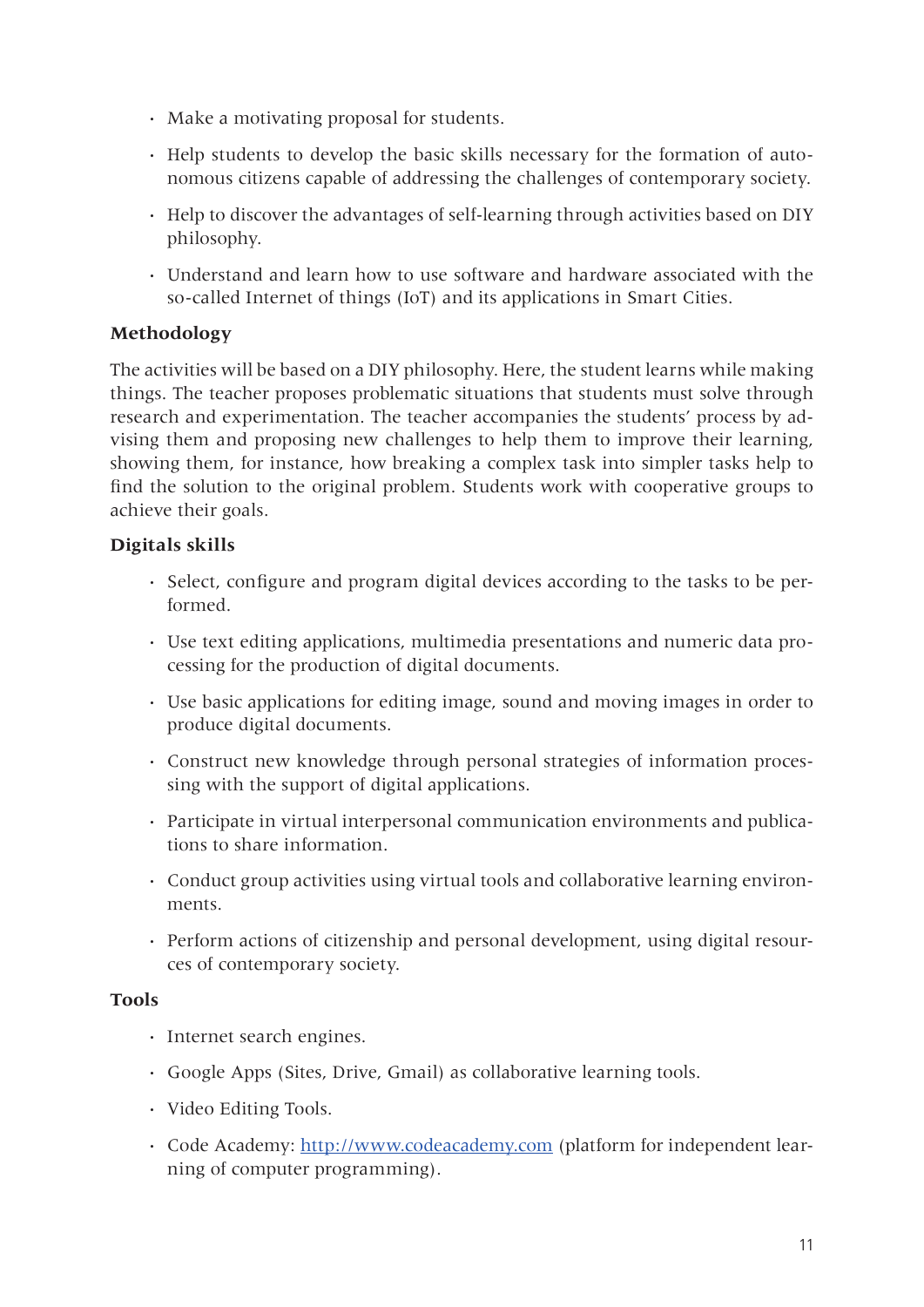- Make a motivating proposal for students.
- Help students to develop the basic skills necessary for the formation of autonomous citizens capable of addressing the challenges of contemporary society.
- Help to discover the advantages of self-learning through activities based on DIY philosophy.
- Understand and learn how to use software and hardware associated with the so-called Internet of things (IoT) and its applications in Smart Cities.

**Methodology**

The activities will be based on a DIY philosophy. Here, the student learns while making things. The teacher proposes problematic situations that students must solve through research and experimentation. The teacher accompanies the students' process by advising them and proposing new challenges to help them to improve their learning, showing them, for instance, how breaking a complex task into simpler tasks help to find the solution to the original problem. Students work with cooperative groups to achieve their goals.

**Digitals skills**

- Select, configure and program digital devices according to the tasks to be performed.
- Use text editing applications, multimedia presentations and numeric data processing for the production of digital documents.
- Use basic applications for editing image, sound and moving images in order to produce digital documents.
- Construct new knowledge through personal strategies of information processing with the support of digital applications.
- Participate in virtual interpersonal communication environments and publications to share information.
- Conduct group activities using virtual tools and collaborative learning environments.
- Perform actions of citizenship and personal development, using digital resources of contemporary society.

**Tools**

- Internet search engines.
- Google Apps (Sites, Drive, Gmail) as collaborative learning tools.
- Video Editing Tools.
- Code Academy: [http://www.codeacademy.com](http://www.codeacademy.com) (platform for independent learning of computer programming).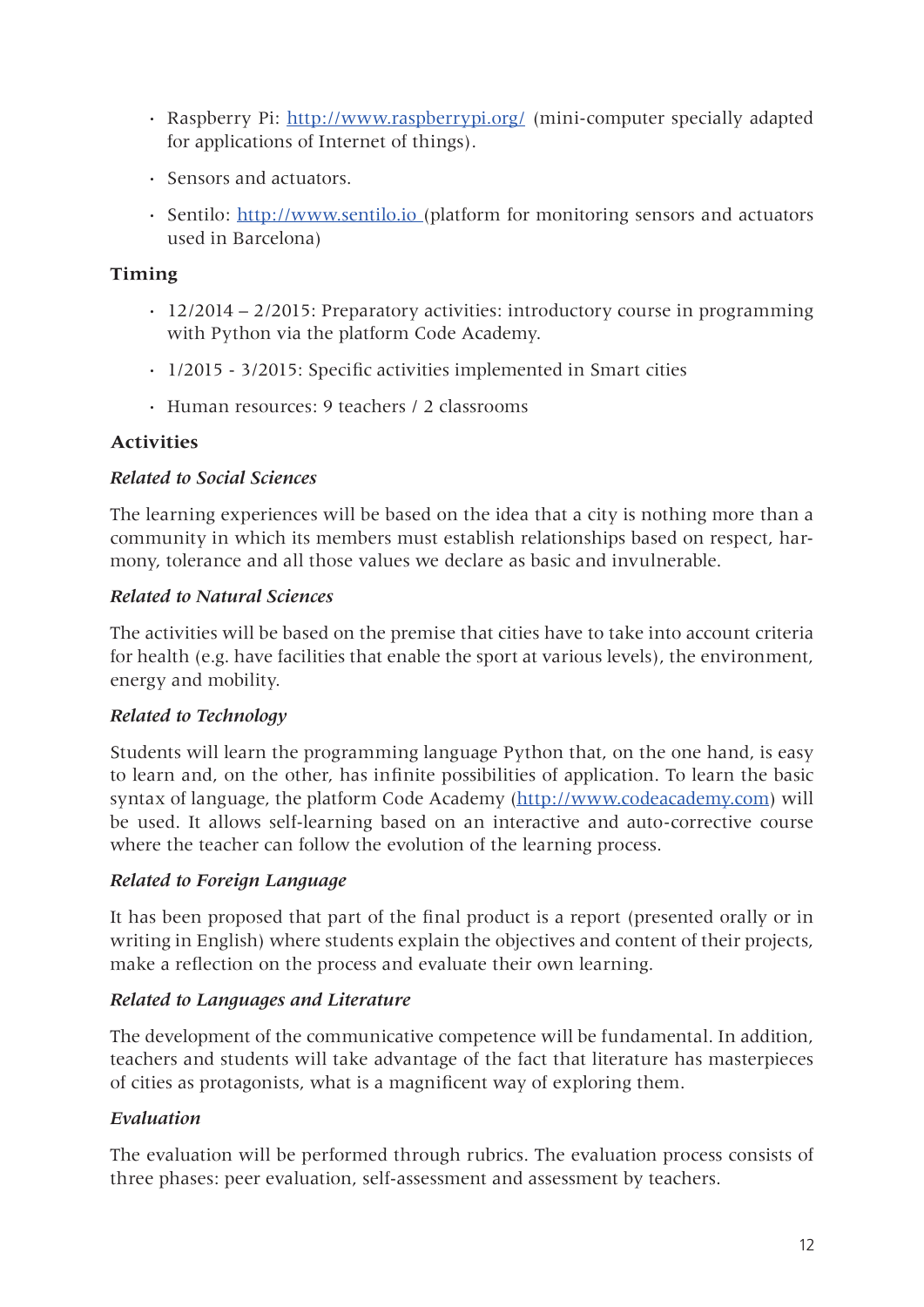- Raspberry Pi: [http://www.raspberrypi.org/](http://www.raspberrypi.org/) (mini-computer specially adapted for applications of Internet of things).
- Sensors and actuators.
- Sentilo: [http://www.sentilo.io](http://www.sentilo.io) (platform for monitoring sensors and actuators used in Barcelona)

### Timing

- 12/2014 – 2/2015: Preparatory activities: introductory course in programming with Python via the platform Code Academy.
- 1/2015 - 3/2015: Specific activities implemented in Smart cities
- Human resources: 9 teachers / 2 classrooms

### Activities

#### *Related to Social Sciences*

The learning experiences will be based on the idea that a city is nothing more than a community in which its members must establish relationships based on respect, harmony, tolerance and all those values we declare as basic and invulnerable.

#### *Related to Natural Sciences*

The activities will be based on the premise that cities have to take into account criteria for health (e.g. have facilities that enable the sport at various levels), the environment, energy and mobility.

#### *Related to Technology*

Students will learn the programming language Python that, on the one hand, is easy to learn and, on the other, has infinite possibilities of application. To learn the basic syntax of language, the platform Code Academy ([http://www.codeacademy.com](http://www.codeacademy.com)) will be used. It allows self-learning based on an interactive and auto-corrective course where the teacher can follow the evolution of the learning process.

#### *Related to Foreign Language*

It has been proposed that part of the final product is a report (presented orally or in writing in English) where students explain the objectives and content of their projects, make a reflection on the process and evaluate their own learning.

#### *Related to Languages and Literature*

The development of the communicative competence will be fundamental. In addition, teachers and students will take advantage of the fact that literature has masterpieces of cities as protagonists, what is a magnificent way of exploring them.

#### *Evaluation*

The evaluation will be performed through rubrics. The evaluation process consists of three phases: peer evaluation, self-assessment and assessment by teachers.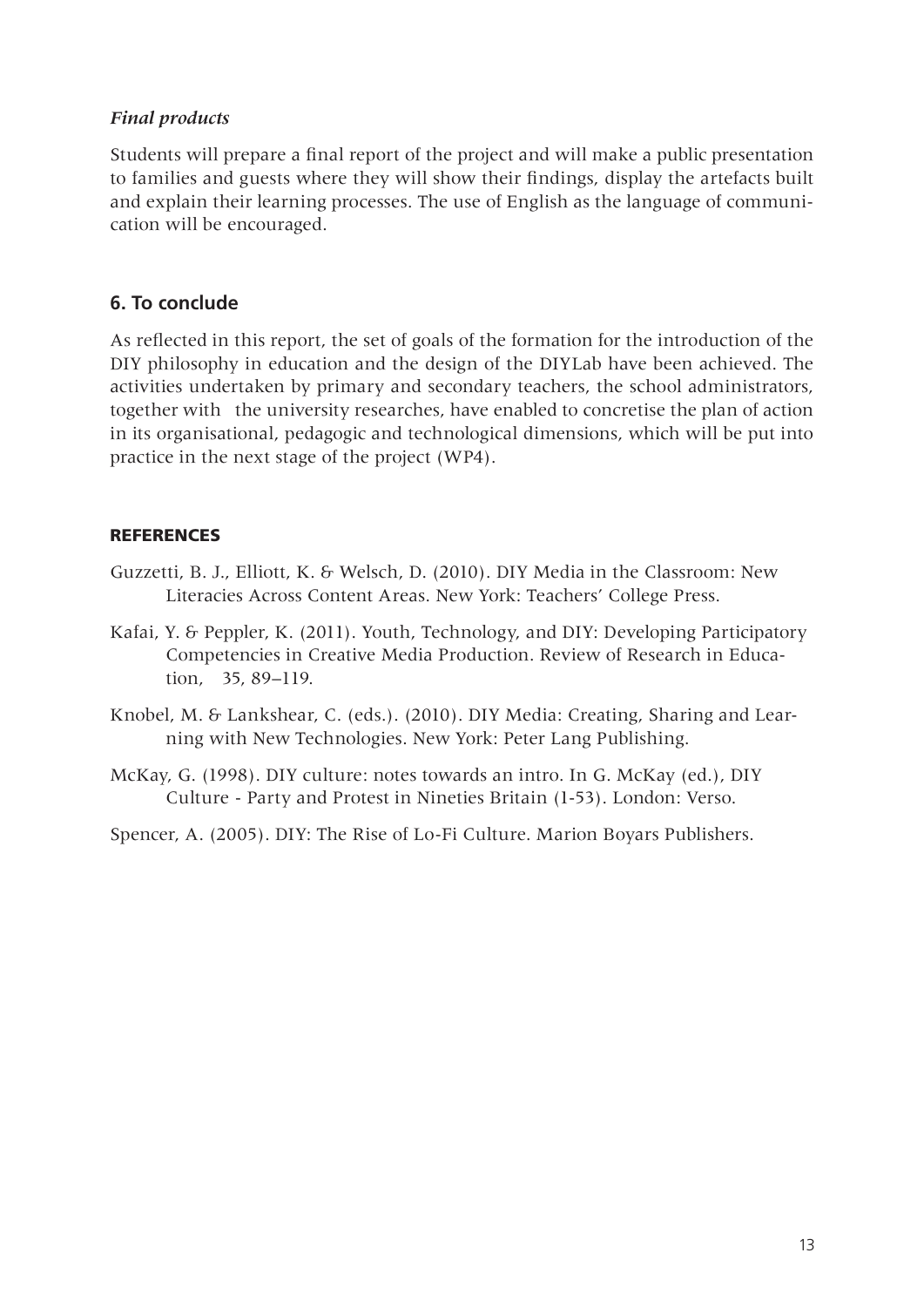### *Final products*

Students will prepare a final report of the project and will make a public presentation to families and guests where they will show their findings, display the artefacts built and explain their learning processes. The use of English as the language of communication will be encouraged.

## 6. To conclude

As reflected in this report, the set of goals of the formation for the introduction of the DIY philosophy in education and the design of the DIYLab have been achieved. The activities undertaken by primary and secondary teachers, the school administrators, together with the university researches, have enabled to concretise the plan of action in its organisational, pedagogic and technological dimensions, which will be put into practice in the next stage of the project (WP4).

## REFERENCES

Guzzetti, B. J., Elliott, K. & Welsch, D. (2010). DIY Media in the Classroom: New Literacies Across Content Areas. New York: Teachers' College Press.

Kafai, Y. & Peppler, K. (2011). Youth, Technology, and DIY: Developing Participatory Competencies in Creative Media Production. Review of Research in Education, 35, 89–119.

Knobel, M. & Lankshear, C. (eds.). (2010). DIY Media: Creating, Sharing and Learning with New Technologies. New York: Peter Lang Publishing.

McKay, G. (1998). DIY culture: notes towards an intro. In G. McKay (ed.), DIY Culture - Party and Protest in Nineties Britain (1-53). London: Verso.

Spencer, A. (2005). DIY: The Rise of Lo-Fi Culture. Marion Boyars Publishers.